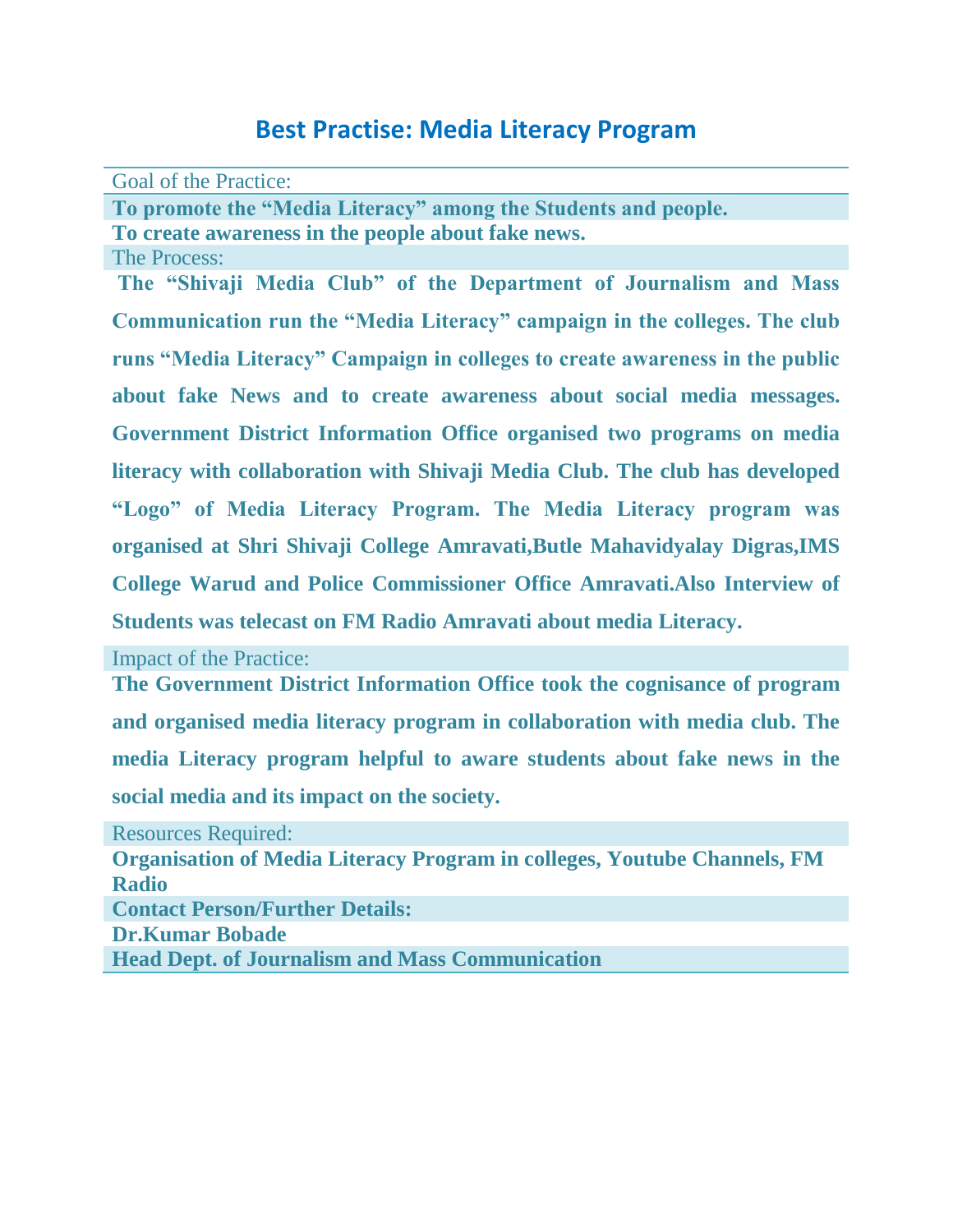# Best Practise: Media Literacy Program

Goal of the Practice:

**To promote the "Media Literacy" among the Students and people.**

**To create awareness in the people about fake news.**

The Process:

**The "Shivaji Media Club" of the Department of Journalism and Mass Communication run the "Media Literacy" campaign in the colleges. The club runs "Media Literacy" Campaign in colleges to create awareness in the public about fake News and to create awareness about social media messages. Government District Information Office organised two programs on media literacy with collaboration with Shivaji Media Club. The club has developed "Logo" of Media Literacy Program. The Media Literacy program was organised at Shri Shivaji College Amravati,Butle Mahavidyalay Digras,IMS College Warud and Police Commissioner Office Amravati.Also Interview of Students was telecast on FM Radio Amravati about media Literacy.**

Impact of the Practice:

**The Government District Information Office took the cognisance of program and organised media literacy program in collaboration with media club. The media Literacy program helpful to aware students about fake news in the social media and its impact on the society.**

Resources Required:

**Organisation of Media Literacy Program in colleges, Youtube Channels, FM Radio**

**Contact Person/Further Details:**

**Dr.Kumar Bobade**

**Head Dept. of Journalism and Mass Communication**